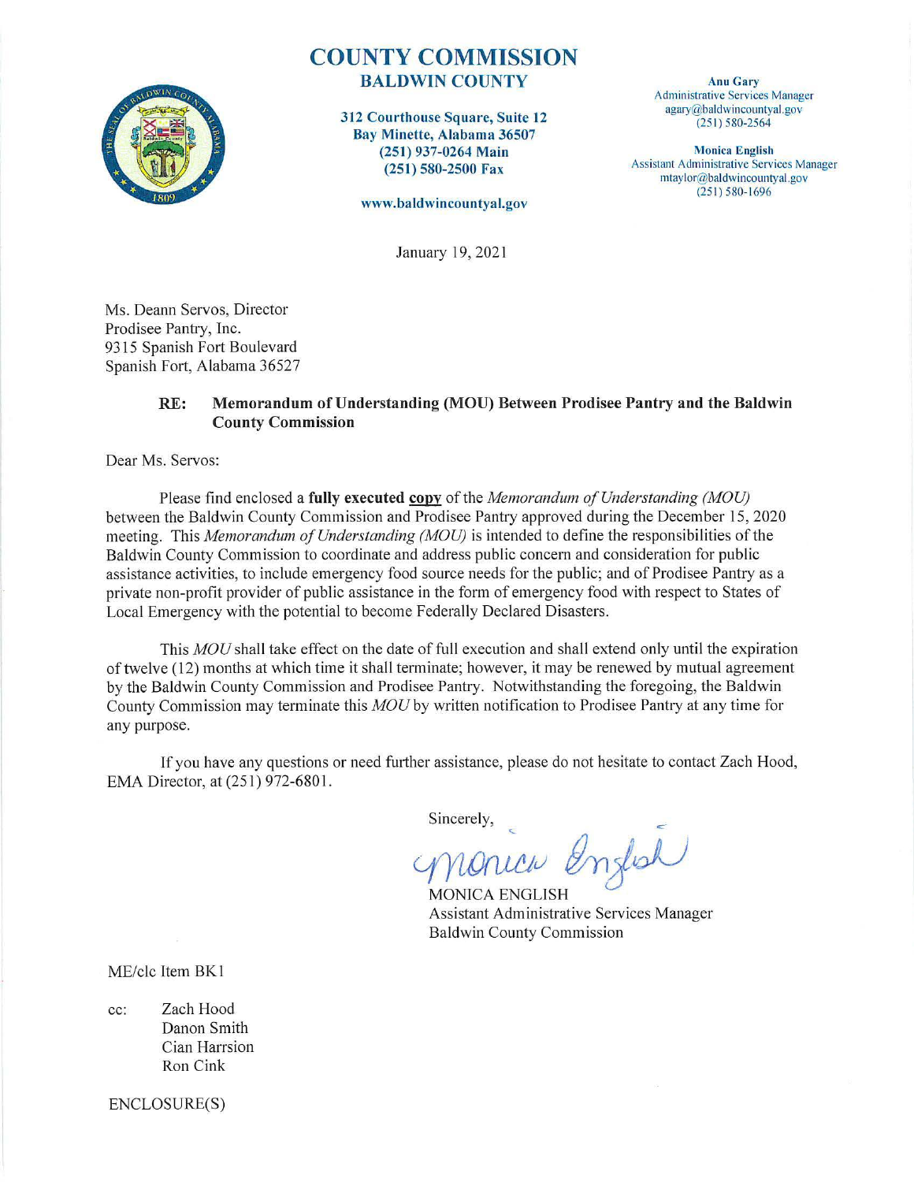# COUNTY COMMISSION
## BALDWIN COUNTY

**312 Courthouse Square, Suite 12**
**Bay Minette, Alabama 36507**
**(251) 937-0264 Main**
**(251) 580-2500 Fax**

**www.baldwincountyal.gov**

**Anu Gary**
Administrative Services Manager
agary@baldwincountyal.gov
(251) 580-2564

**Monica English**
Assistant Administrative Services Manager
mtaylor@baldwincountyal.gov
(251) 580-1696

January 19, 2021

Ms. Deann Servos, Director
Prodisee Pantry, Inc.
9315 Spanish Fort Boulevard
Spanish Fort, Alabama 36527

**RE: Memorandum of Understanding (MOU) Between Prodisee Pantry and the Baldwin County Commission**

Dear Ms. Servos:

Please find enclosed a **fully executed copy** of the *Memorandum of Understanding (MOU)* between the Baldwin County Commission and Prodisee Pantry approved during the December 15, 2020 meeting. This *Memorandum of Understanding (MOU)* is intended to define the responsibilities of the Baldwin County Commission to coordinate and address public concern and consideration for public assistance activities, to include emergency food source needs for the public; and of Prodisee Pantry as a private non-profit provider of public assistance in the form of emergency food with respect to States of Local Emergency with the potential to become Federally Declared Disasters.

This *MOU* shall take effect on the date of full execution and shall extend only until the expiration of twelve (12) months at which time it shall terminate; however, it may be renewed by mutual agreement by the Baldwin County Commission and Prodisee Pantry. Notwithstanding the foregoing, the Baldwin County Commission may terminate this *MOU* by written notification to Prodisee Pantry at any time for any purpose.

If you have any questions or need further assistance, please do not hesitate to contact Zach Hood, EMA Director, at (251) 972-6801.

Sincerely,

*Monica English*

MONICA ENGLISH
Assistant Administrative Services Manager
Baldwin County Commission

ME/clc Item BK1

cc: Zach Hood
Danon Smith
Cian Harrsion
Ron Cink

ENCLOSURE(S)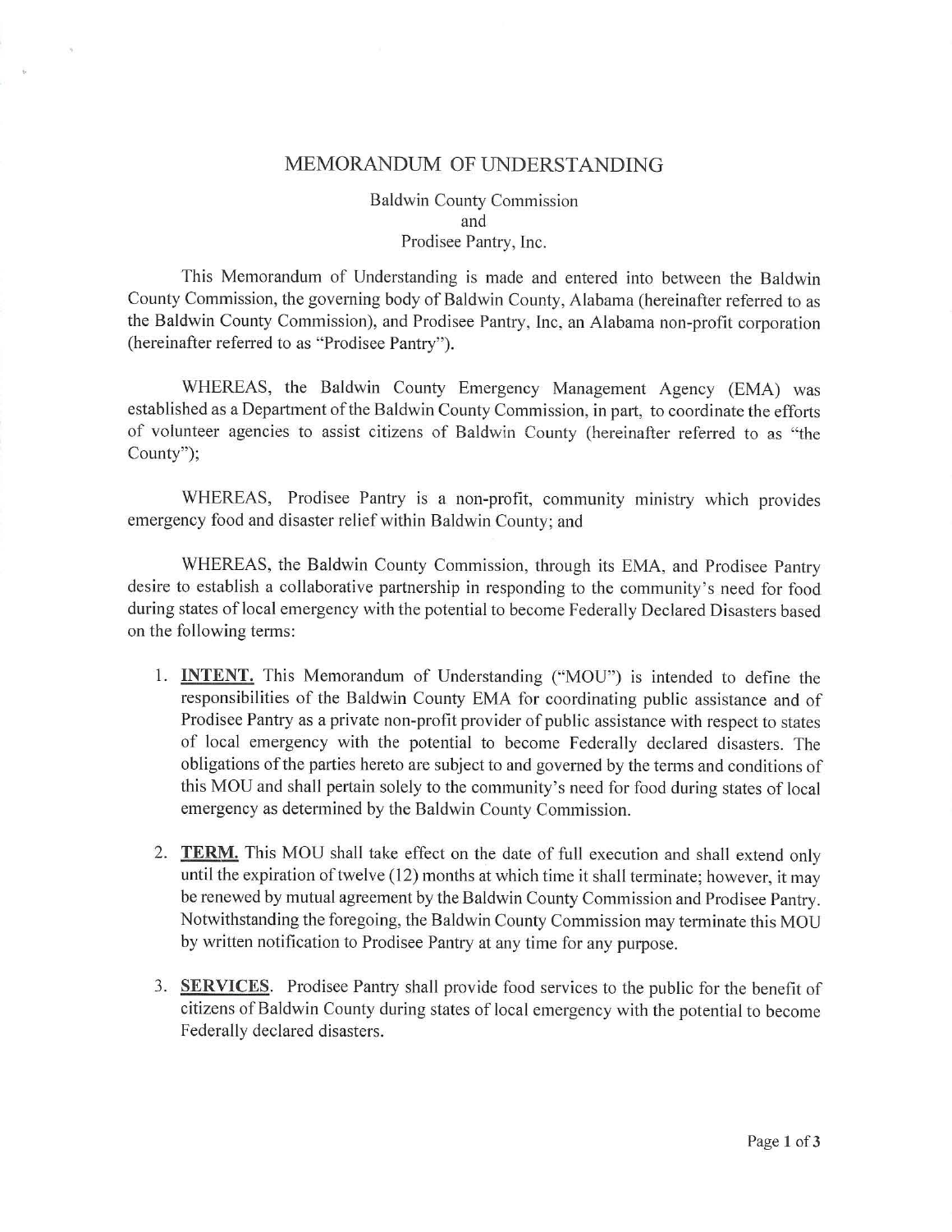# MEMORANDUM OF UNDERSTANDING

Baldwin County Commission
and
Prodisee Pantry, Inc.

This Memorandum of Understanding is made and entered into between the Baldwin County Commission, the governing body of Baldwin County, Alabama (hereinafter referred to as the Baldwin County Commission), and Prodisee Pantry, Inc, an Alabama non-profit corporation (hereinafter referred to as "Prodisee Pantry").

WHEREAS, the Baldwin County Emergency Management Agency (EMA) was established as a Department of the Baldwin County Commission, in part, to coordinate the efforts of volunteer agencies to assist citizens of Baldwin County (hereinafter referred to as "the County");

WHEREAS, Prodisee Pantry is a non-profit, community ministry which provides emergency food and disaster relief within Baldwin County; and

WHEREAS, the Baldwin County Commission, through its EMA, and Prodisee Pantry desire to establish a collaborative partnership in responding to the community's need for food during states of local emergency with the potential to become Federally Declared Disasters based on the following terms:

1. **INTENT.** This Memorandum of Understanding ("MOU") is intended to define the responsibilities of the Baldwin County EMA for coordinating public assistance and of Prodisee Pantry as a private non-profit provider of public assistance with respect to states of local emergency with the potential to become Federally declared disasters. The obligations of the parties hereto are subject to and governed by the terms and conditions of this MOU and shall pertain solely to the community's need for food during states of local emergency as determined by the Baldwin County Commission.

2. **TERM.** This MOU shall take effect on the date of full execution and shall extend only until the expiration of twelve (12) months at which time it shall terminate; however, it may be renewed by mutual agreement by the Baldwin County Commission and Prodisee Pantry. Notwithstanding the foregoing, the Baldwin County Commission may terminate this MOU by written notification to Prodisee Pantry at any time for any purpose.

3. **SERVICES**. Prodisee Pantry shall provide food services to the public for the benefit of citizens of Baldwin County during states of local emergency with the potential to become Federally declared disasters.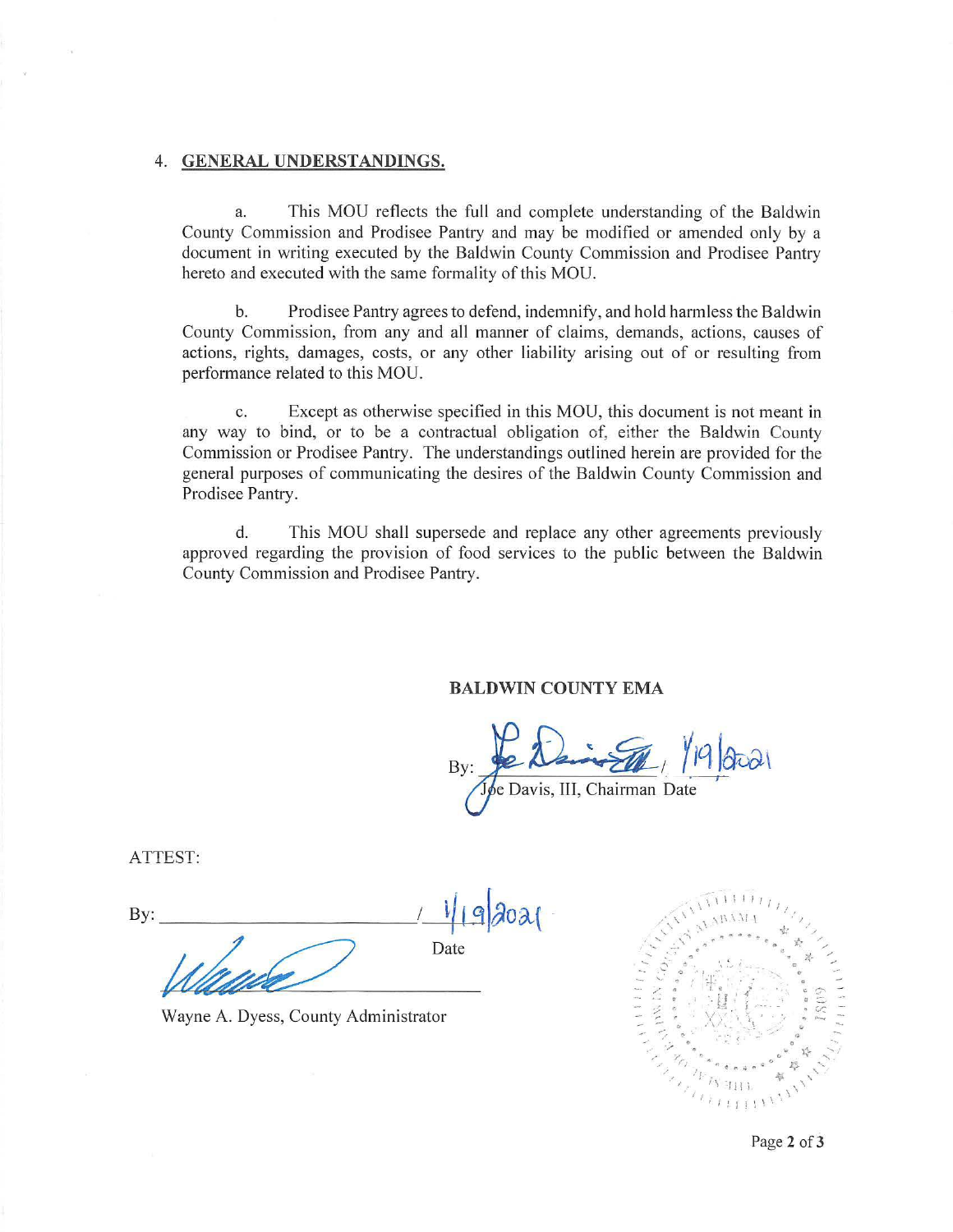4. **GENERAL UNDERSTANDINGS.**

   a. This MOU reflects the full and complete understanding of the Baldwin County Commission and Prodisee Pantry and may be modified or amended only by a document in writing executed by the Baldwin County Commission and Prodisee Pantry hereto and executed with the same formality of this MOU.

   b. Prodisee Pantry agrees to defend, indemnify, and hold harmless the Baldwin County Commission, from any and all manner of claims, demands, actions, causes of actions, rights, damages, costs, or any other liability arising out of or resulting from performance related to this MOU.

   c. Except as otherwise specified in this MOU, this document is not meant in any way to bind, or to be a contractual obligation of, either the Baldwin County Commission or Prodisee Pantry. The understandings outlined herein are provided for the general purposes of communicating the desires of the Baldwin County Commission and Prodisee Pantry.

   d. This MOU shall supersede and replace any other agreements previously approved regarding the provision of food services to the public between the Baldwin County Commission and Prodisee Pantry.

**BALDWIN COUNTY EMA**

By: _[signature]_ / 1/19/2021
Joe Davis, III, Chairman Date

ATTEST:

By: _[signature]_ / 1/19/2021
Date

Wayne A. Dyess, County Administrator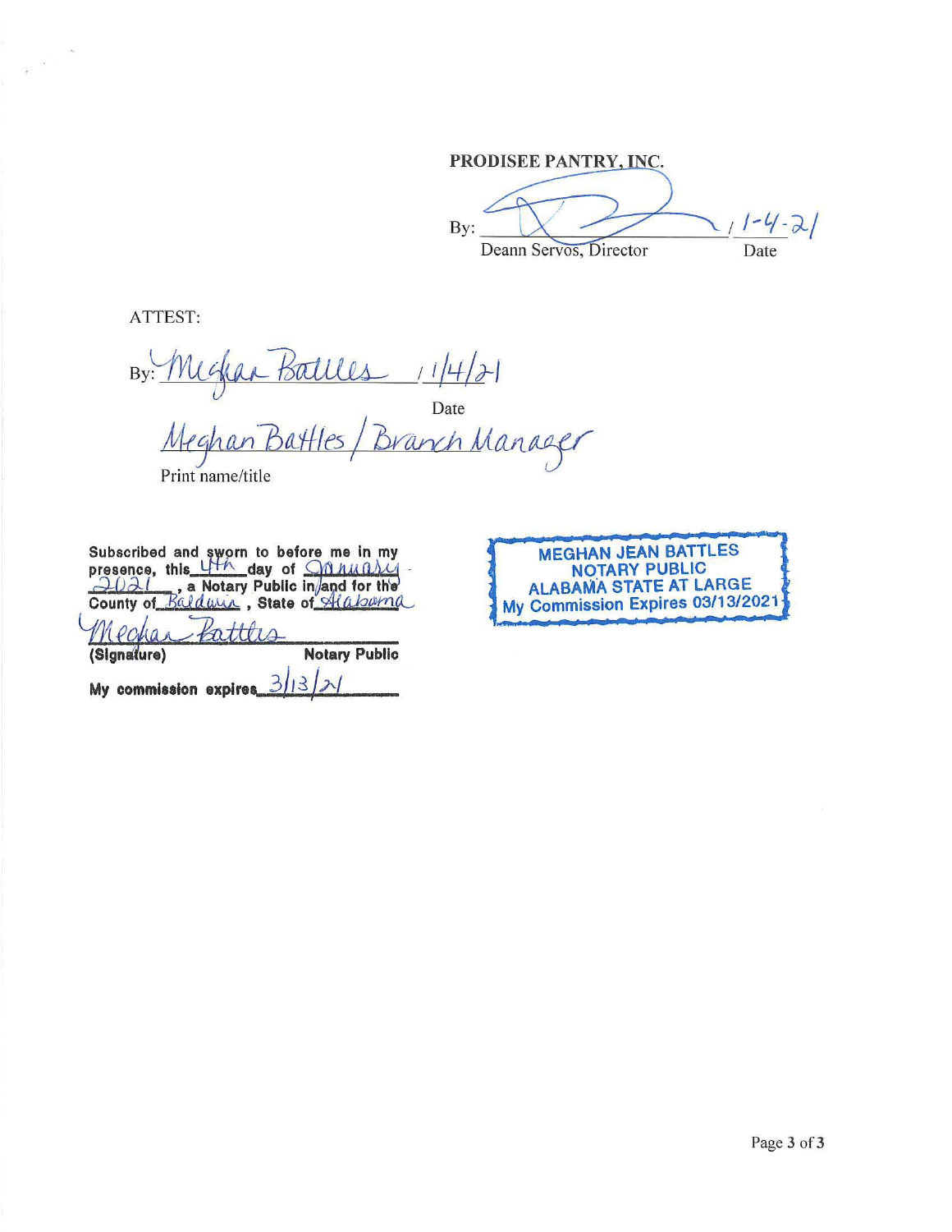**PRODISEE PANTRY, INC.**

By: _[signature]_ / 1-4-21

Deann Servos, Director                    Date

ATTEST:

By: _Meghan Battles_ 1/4/21

Date

_Meghan Battles / Branch Manager_

Print name/title

**Subscribed and sworn to before me in my presence, this 4th day of January 2021, a Notary Public in and for the County of Baldwin, State of Alabama**

_Meghan Battles_

**(Signature)                    Notary Public**

**My commission expires** 3/13/21

MEGHAN JEAN BATTLES
NOTARY PUBLIC
ALABAMA STATE AT LARGE
My Commission Expires 03/13/2021